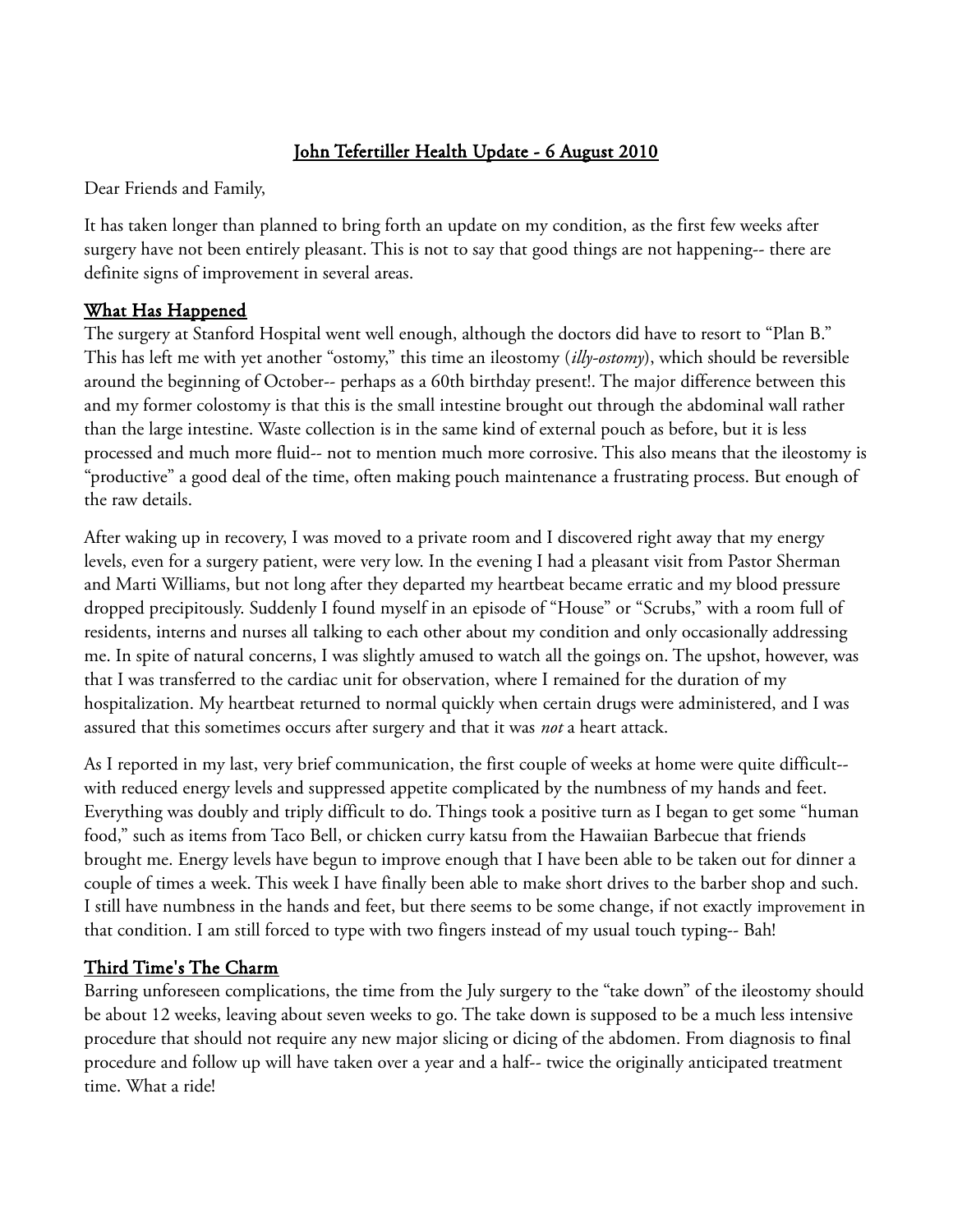# John Tefertiller Health Update - 6 August 2010

Dear Friends and Family,

It has taken longer than planned to bring forth an update on my condition, as the first few weeks after surgery have not been entirely pleasant. This is not to say that good things are not happening-- there are definite signs of improvement in several areas.

## What Has Happened

The surgery at Stanford Hospital went well enough, although the doctors did have to resort to "Plan B." This has left me with yet another "ostomy," this time an ileostomy (*illy-ostomy*), which should be reversible around the beginning of October-- perhaps as a 60th birthday present!. The major difference between this and my former colostomy is that this is the small intestine brought out through the abdominal wall rather than the large intestine. Waste collection is in the same kind of external pouch as before, but it is less processed and much more fluid-- not to mention much more corrosive. This also means that the ileostomy is "productive" a good deal of the time, often making pouch maintenance a frustrating process. But enough of the raw details.

After waking up in recovery, I was moved to a private room and I discovered right away that my energy levels, even for a surgery patient, were very low. In the evening I had a pleasant visit from Pastor Sherman and Marti Williams, but not long after they departed my heartbeat became erratic and my blood pressure dropped precipitously. Suddenly I found myself in an episode of "House" or "Scrubs," with a room full of residents, interns and nurses all talking to each other about my condition and only occasionally addressing me. In spite of natural concerns, I was slightly amused to watch all the goings on. The upshot, however, was that I was transferred to the cardiac unit for observation, where I remained for the duration of my hospitalization. My heartbeat returned to normal quickly when certain drugs were administered, and I was assured that this sometimes occurs after surgery and that it was *not* a heart attack.

As I reported in my last, very brief communication, the first couple of weeks at home were quite difficult-- with reduced energy levels and suppressed appetite complicated by the numbness of my hands and feet. Everything was doubly and triply difficult to do. Things took a positive turn as I began to get some "human food," such as items from Taco Bell, or chicken curry katsu from the Hawaiian Barbecue that friends brought me. Energy levels have begun to improve enough that I have been able to be taken out for dinner a couple of times a week. This week I have finally been able to make short drives to the barber shop and such. I still have numbness in the hands and feet, but there seems to be some change, if not exactly improvement in that condition. I am still forced to type with two fingers instead of my usual touch typing-- Bah!

## Third Time's The Charm

Barring unforeseen complications, the time from the July surgery to the "take down" of the ileostomy should be about 12 weeks, leaving about seven weeks to go. The take down is supposed to be a much less intensive procedure that should not require any new major slicing or dicing of the abdomen. From diagnosis to final procedure and follow up will have taken over a year and a half-- twice the originally anticipated treatment time. What a ride!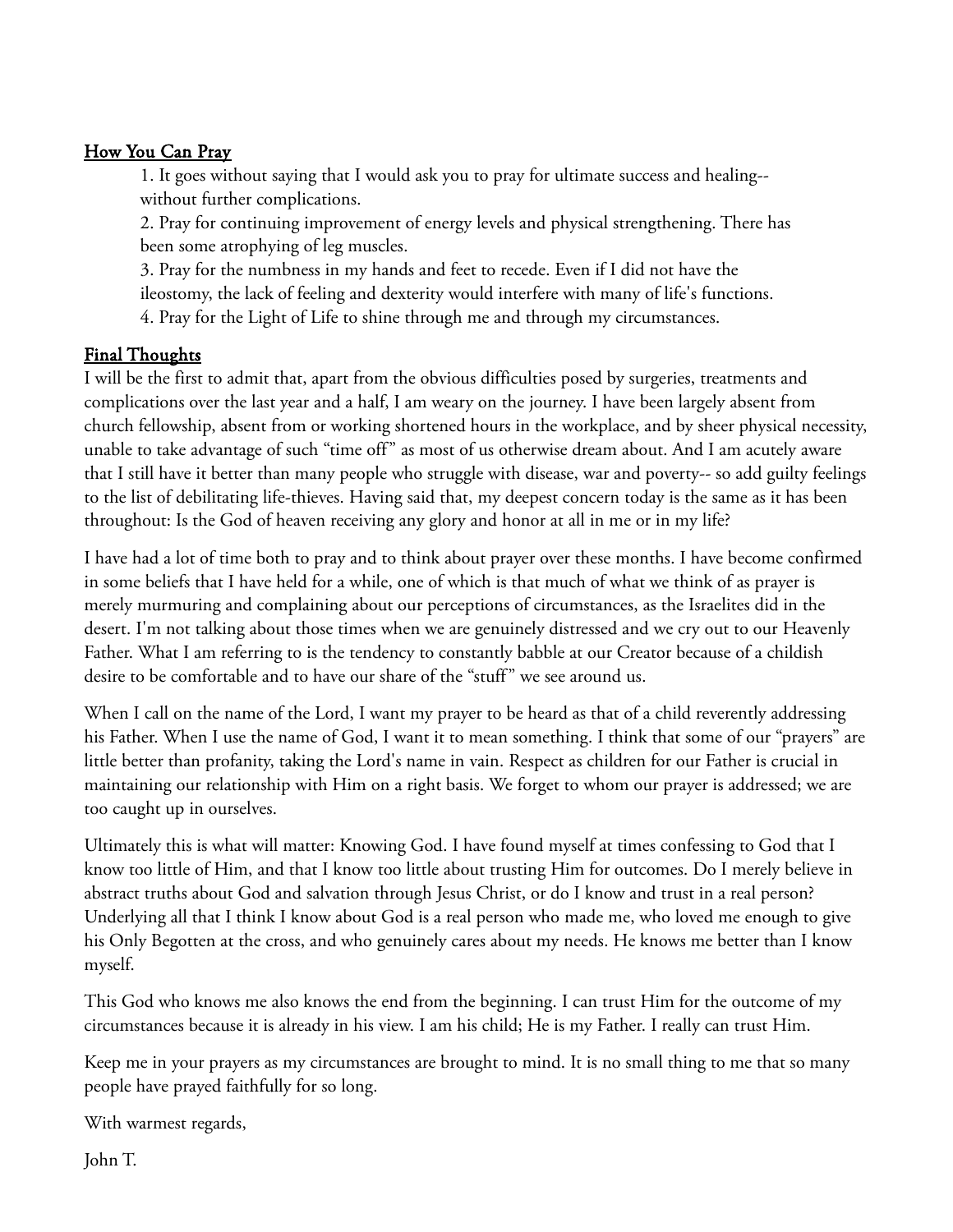## How You Can Pray

1. It goes without saying that I would ask you to pray for ultimate success and healing-- without further complications.
2. Pray for continuing improvement of energy levels and physical strengthening. There has been some atrophying of leg muscles.
3. Pray for the numbness in my hands and feet to recede. Even if I did not have the ileostomy, the lack of feeling and dexterity would interfere with many of life's functions.
4. Pray for the Light of Life to shine through me and through my circumstances.

## Final Thoughts

I will be the first to admit that, apart from the obvious difficulties posed by surgeries, treatments and complications over the last year and a half, I am weary on the journey. I have been largely absent from church fellowship, absent from or working shortened hours in the workplace, and by sheer physical necessity, unable to take advantage of such "time off" as most of us otherwise dream about. And I am acutely aware that I still have it better than many people who struggle with disease, war and poverty-- so add guilty feelings to the list of debilitating life-thieves. Having said that, my deepest concern today is the same as it has been throughout: Is the God of heaven receiving any glory and honor at all in me or in my life?

I have had a lot of time both to pray and to think about prayer over these months. I have become confirmed in some beliefs that I have held for a while, one of which is that much of what we think of as prayer is merely murmuring and complaining about our perceptions of circumstances, as the Israelites did in the desert. I'm not talking about those times when we are genuinely distressed and we cry out to our Heavenly Father. What I am referring to is the tendency to constantly babble at our Creator because of a childish desire to be comfortable and to have our share of the "stuff" we see around us.

When I call on the name of the Lord, I want my prayer to be heard as that of a child reverently addressing his Father. When I use the name of God, I want it to mean something. I think that some of our "prayers" are little better than profanity, taking the Lord's name in vain. Respect as children for our Father is crucial in maintaining our relationship with Him on a right basis. We forget to whom our prayer is addressed; we are too caught up in ourselves.

Ultimately this is what will matter: Knowing God. I have found myself at times confessing to God that I know too little of Him, and that I know too little about trusting Him for outcomes. Do I merely believe in abstract truths about God and salvation through Jesus Christ, or do I know and trust in a real person? Underlying all that I think I know about God is a real person who made me, who loved me enough to give his Only Begotten at the cross, and who genuinely cares about my needs. He knows me better than I know myself.

This God who knows me also knows the end from the beginning. I can trust Him for the outcome of my circumstances because it is already in his view. I am his child; He is my Father. I really can trust Him.

Keep me in your prayers as my circumstances are brought to mind. It is no small thing to me that so many people have prayed faithfully for so long.

With warmest regards,

John T.